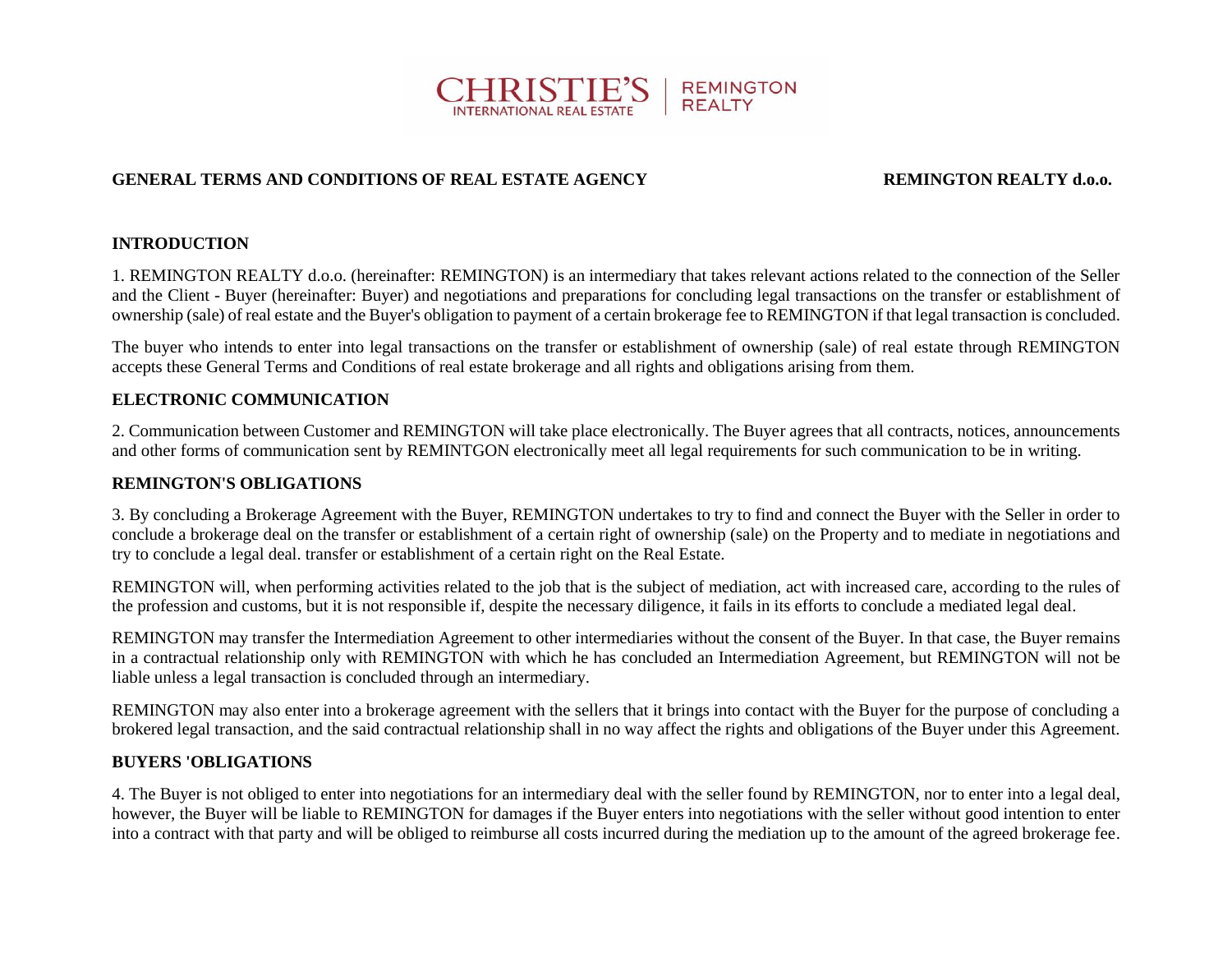CHRISTIE'S INTERNATIONAL REAL ESTATE | REMINGTON REALTY

**GENERAL TERMS AND CONDITIONS OF REAL ESTATE AGENCY** **REMINGTON REALTY d.o.o.**

## INTRODUCTION

1. REMINGTON REALTY d.o.o. (hereinafter: REMINGTON) is an intermediary that takes relevant actions related to the connection of the Seller and the Client - Buyer (hereinafter: Buyer) and negotiations and preparations for concluding legal transactions on the transfer or establishment of ownership (sale) of real estate and the Buyer's obligation to payment of a certain brokerage fee to REMINGTON if that legal transaction is concluded.

The buyer who intends to enter into legal transactions on the transfer or establishment of ownership (sale) of real estate through REMINGTON accepts these General Terms and Conditions of real estate brokerage and all rights and obligations arising from them.

## ELECTRONIC COMMUNICATION

2. Communication between Customer and REMINGTON will take place electronically. The Buyer agrees that all contracts, notices, announcements and other forms of communication sent by REMINTGON electronically meet all legal requirements for such communication to be in writing.

## REMINGTON'S OBLIGATIONS

3. By concluding a Brokerage Agreement with the Buyer, REMINGTON undertakes to try to find and connect the Buyer with the Seller in order to conclude a brokerage deal on the transfer or establishment of a certain right of ownership (sale) on the Property and to mediate in negotiations and try to conclude a legal deal. transfer or establishment of a certain right on the Real Estate.

REMINGTON will, when performing activities related to the job that is the subject of mediation, act with increased care, according to the rules of the profession and customs, but it is not responsible if, despite the necessary diligence, it fails in its efforts to conclude a mediated legal deal.

REMINGTON may transfer the Intermediation Agreement to other intermediaries without the consent of the Buyer. In that case, the Buyer remains in a contractual relationship only with REMINGTON with which he has concluded an Intermediation Agreement, but REMINGTON will not be liable unless a legal transaction is concluded through an intermediary.

REMINGTON may also enter into a brokerage agreement with the sellers that it brings into contact with the Buyer for the purpose of concluding a brokered legal transaction, and the said contractual relationship shall in no way affect the rights and obligations of the Buyer under this Agreement.

## BUYERS 'OBLIGATIONS

4. The Buyer is not obliged to enter into negotiations for an intermediary deal with the seller found by REMINGTON, nor to enter into a legal deal, however, the Buyer will be liable to REMINGTON for damages if the Buyer enters into negotiations with the seller without good intention to enter into a contract with that party and will be obliged to reimburse all costs incurred during the mediation up to the amount of the agreed brokerage fee.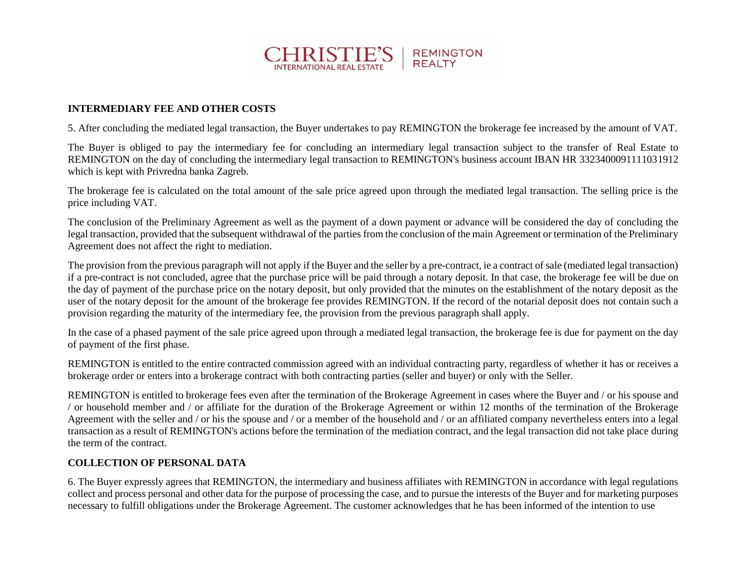## INTERMEDIARY FEE AND OTHER COSTS

5. After concluding the mediated legal transaction, the Buyer undertakes to pay REMINGTON the brokerage fee increased by the amount of VAT.

The Buyer is obliged to pay the intermediary fee for concluding an intermediary legal transaction subject to the transfer of Real Estate to REMINGTON on the day of concluding the intermediary legal transaction to REMINGTON's business account IBAN HR 3323400091111031912 which is kept with Privredna banka Zagreb.

The brokerage fee is calculated on the total amount of the sale price agreed upon through the mediated legal transaction. The selling price is the price including VAT.

The conclusion of the Preliminary Agreement as well as the payment of a down payment or advance will be considered the day of concluding the legal transaction, provided that the subsequent withdrawal of the parties from the conclusion of the main Agreement or termination of the Preliminary Agreement does not affect the right to mediation.

The provision from the previous paragraph will not apply if the Buyer and the seller by a pre-contract, ie a contract of sale (mediated legal transaction) if a pre-contract is not concluded, agree that the purchase price will be paid through a notary deposit. In that case, the brokerage fee will be due on the day of payment of the purchase price on the notary deposit, but only provided that the minutes on the establishment of the notary deposit as the user of the notary deposit for the amount of the brokerage fee provides REMINGTON. If the record of the notarial deposit does not contain such a provision regarding the maturity of the intermediary fee, the provision from the previous paragraph shall apply.

In the case of a phased payment of the sale price agreed upon through a mediated legal transaction, the brokerage fee is due for payment on the day of payment of the first phase.

REMINGTON is entitled to the entire contracted commission agreed with an individual contracting party, regardless of whether it has or receives a brokerage order or enters into a brokerage contract with both contracting parties (seller and buyer) or only with the Seller.

REMINGTON is entitled to brokerage fees even after the termination of the Brokerage Agreement in cases where the Buyer and / or his spouse and / or household member and / or affiliate for the duration of the Brokerage Agreement or within 12 months of the termination of the Brokerage Agreement with the seller and / or his the spouse and / or a member of the household and / or an affiliated company nevertheless enters into a legal transaction as a result of REMINGTON's actions before the termination of the mediation contract, and the legal transaction did not take place during the term of the contract.

## COLLECTION OF PERSONAL DATA

6. The Buyer expressly agrees that REMINGTON, the intermediary and business affiliates with REMINGTON in accordance with legal regulations collect and process personal and other data for the purpose of processing the case, and to pursue the interests of the Buyer and for marketing purposes necessary to fulfill obligations under the Brokerage Agreement. The customer acknowledges that he has been informed of the intention to use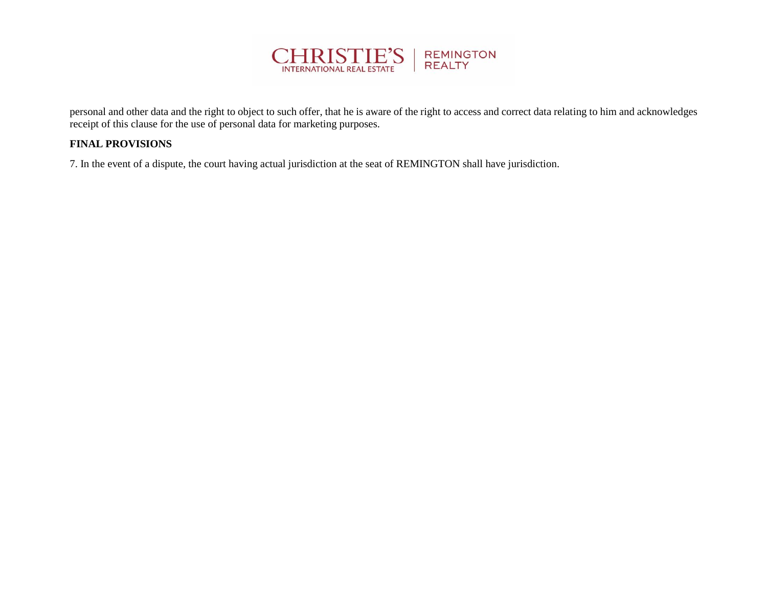personal and other data and the right to object to such offer, that he is aware of the right to access and correct data relating to him and acknowledges receipt of this clause for the use of personal data for marketing purposes.

**FINAL PROVISIONS**

7. In the event of a dispute, the court having actual jurisdiction at the seat of REMINGTON shall have jurisdiction.